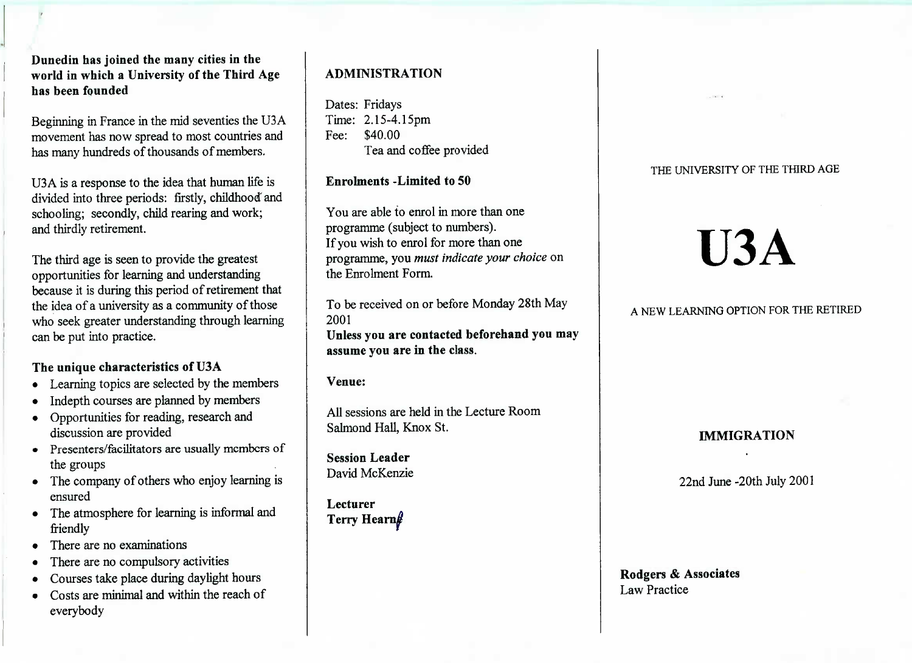**Dunedin has joined the many cities in the world in which a University of the Third Age has been founded**

Beginning in France in the mid seventies the U3A movement has now spread to most countries and has many hundreds of thousands of members.

U3A is a response to the idea that human life is divided into three periods: firstly, childhood and schooling; secondly, child rearing and work; and thirdly retirement.

The third age is seen to provide the greatest opportunities for learning and understanding because it is during this period of retirement that the idea of a university as a community of those who seek greater understanding through learning can be put into practice.

### The unique characteristics of U3A

- Learning topics are selected by the members
- Indepth courses are planned by members
- Opportunities for reading, research and discussion are provided
- Presenters/facilitators are usually members of the groups
- The company of others who enjoy learning is ensured
- The atmosphere for learning is informal and friendly
- There are no examinations
- There are no compulsory activities
- Courses take place during daylight hours
- Costs are minimal and within the reach of everybody

### ADMINISTRATION

Dates: Fridays
Time: 2.15-4.15pm
Fee: $40.00
Tea and coffee provided

**Enrolments -Limited to 50**

You are able to enrol in more than one programme (subject to numbers).
If you wish to enrol for more than one programme, you *must indicate your choice* on the Enrolment Form.

To be received on or before Monday 28th May 2001
**Unless you are contacted beforehand you may assume you are in the class.**

**Venue:**

All sessions are held in the Lecture Room
Salmond Hall, Knox St.

**Session Leader**
David McKenzie

**Lecturer**
**Terry Hearn**

THE UNIVERSITY OF THE THIRD AGE

# U3A

A NEW LEARNING OPTION FOR THE RETIRED

## IMMIGRATION

22nd June -20th July 2001

**Rodgers & Associates**
Law Practice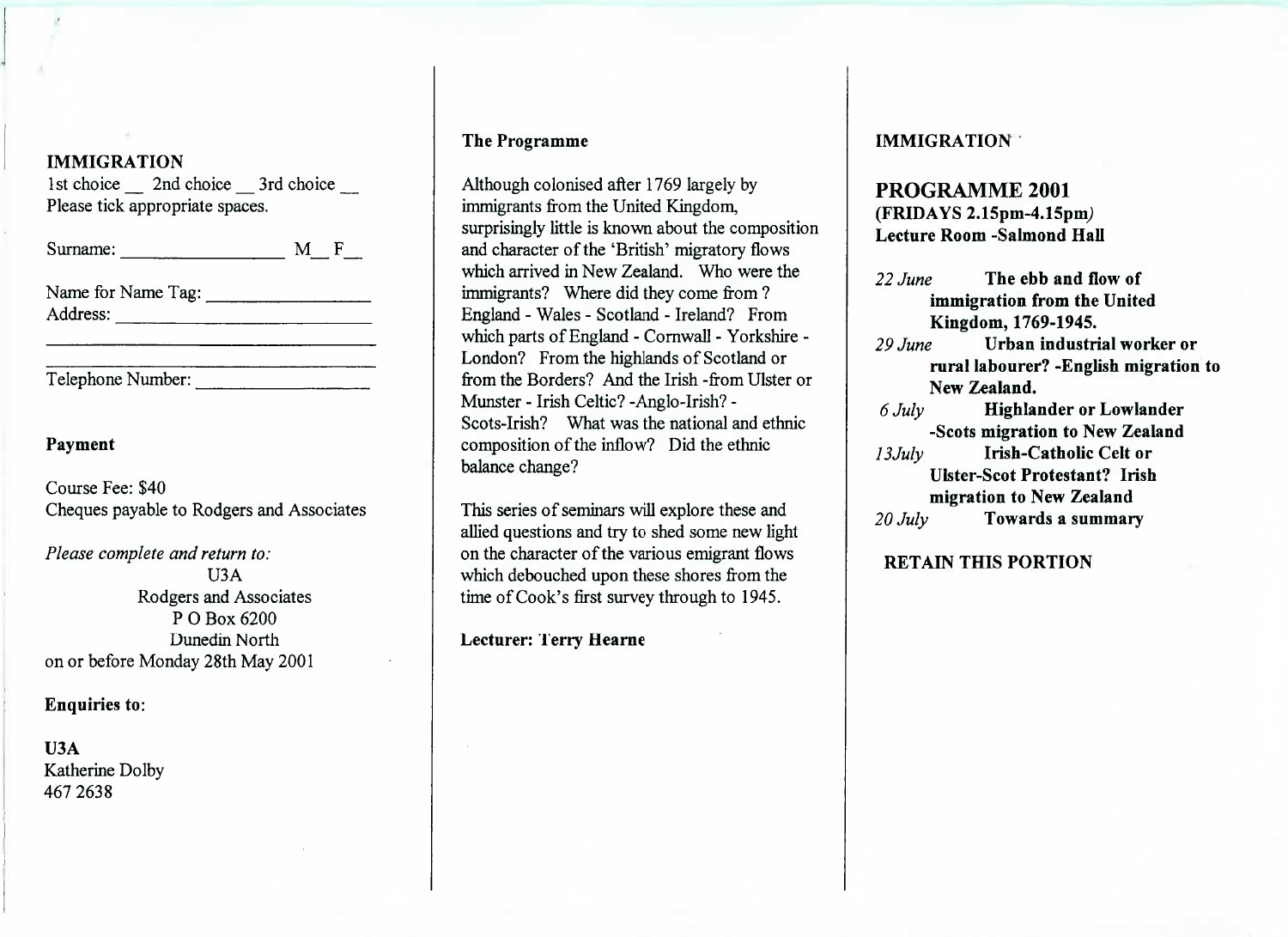**IMMIGRATION**

1st choice __ 2nd choice __ 3rd choice __
Please tick appropriate spaces.

Surname: ________________ M__ F__

Name for Name Tag: ________________
Address: ________________________

________________________________

Telephone Number: ________________

**Payment**

Course Fee: $40
Cheques payable to Rodgers and Associates

*Please complete and return to:*
U3A
Rodgers and Associates
P O Box 6200
Dunedin North
on or before Monday 28th May 2001

**Enquiries to:**

**U3A**
Katherine Dolby
467 2638

**The Programme**

Although colonised after 1769 largely by immigrants from the United Kingdom, surprisingly little is known about the composition and character of the 'British' migratory flows which arrived in New Zealand. Who were the immigrants? Where did they come from? England - Wales - Scotland - Ireland? From which parts of England - Cornwall - Yorkshire - London? From the highlands of Scotland or from the Borders? And the Irish -from Ulster or Munster - Irish Celtic? -Anglo-Irish? - Scots-Irish? What was the national and ethnic composition of the inflow? Did the ethnic balance change?

This series of seminars will explore these and allied questions and try to shed some new light on the character of the various emigrant flows which debouched upon these shores from the time of Cook's first survey through to 1945.

**Lecturer: Terry Hearne**

**IMMIGRATION**

**PROGRAMME 2001**
**(FRIDAYS 2.15pm-4.15pm)**
**Lecture Room -Salmond Hall**

*22 June* **The ebb and flow of immigration from the United Kingdom, 1769-1945.**
*29 June* **Urban industrial worker or rural labourer? -English migration to New Zealand.**
*6 July* **Highlander or Lowlander -Scots migration to New Zealand**
*13July* **Irish-Catholic Celt or Ulster-Scot Protestant? Irish migration to New Zealand**
*20 July* **Towards a summary**

**RETAIN THIS PORTION**